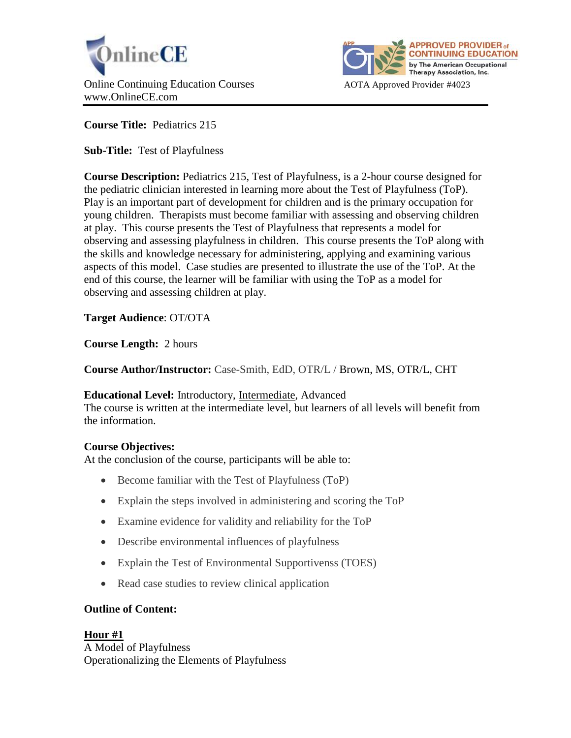OnlineCE

Online Continuing Education Courses
www.OnlineCE.com

APPROVED PROVIDER of CONTINUING EDUCATION by The American Occupational Therapy Association, Inc.

AOTA Approved Provider #4023

**Course Title:** Pediatrics 215

**Sub-Title:** Test of Playfulness

**Course Description:** Pediatrics 215, Test of Playfulness, is a 2-hour course designed for the pediatric clinician interested in learning more about the Test of Playfulness (ToP). Play is an important part of development for children and is the primary occupation for young children. Therapists must become familiar with assessing and observing children at play. This course presents the Test of Playfulness that represents a model for observing and assessing playfulness in children. This course presents the ToP along with the skills and knowledge necessary for administering, applying and examining various aspects of this model. Case studies are presented to illustrate the use of the ToP. At the end of this course, the learner will be familiar with using the ToP as a model for observing and assessing children at play.

**Target Audience**: OT/OTA

**Course Length:** 2 hours

**Course Author/Instructor:** Case-Smith, EdD, OTR/L / Brown, MS, OTR/L, CHT

**Educational Level:** Introductory, <u>Intermediate</u>, Advanced
The course is written at the intermediate level, but learners of all levels will benefit from the information.

**Course Objectives:**
At the conclusion of the course, participants will be able to:

- Become familiar with the Test of Playfulness (ToP)
- Explain the steps involved in administering and scoring the ToP
- Examine evidence for validity and reliability for the ToP
- Describe environmental influences of playfulness
- Explain the Test of Environmental Supportivenss (TOES)
- Read case studies to review clinical application

**Outline of Content:**

**<u>Hour #1</u>**
A Model of Playfulness
Operationalizing the Elements of Playfulness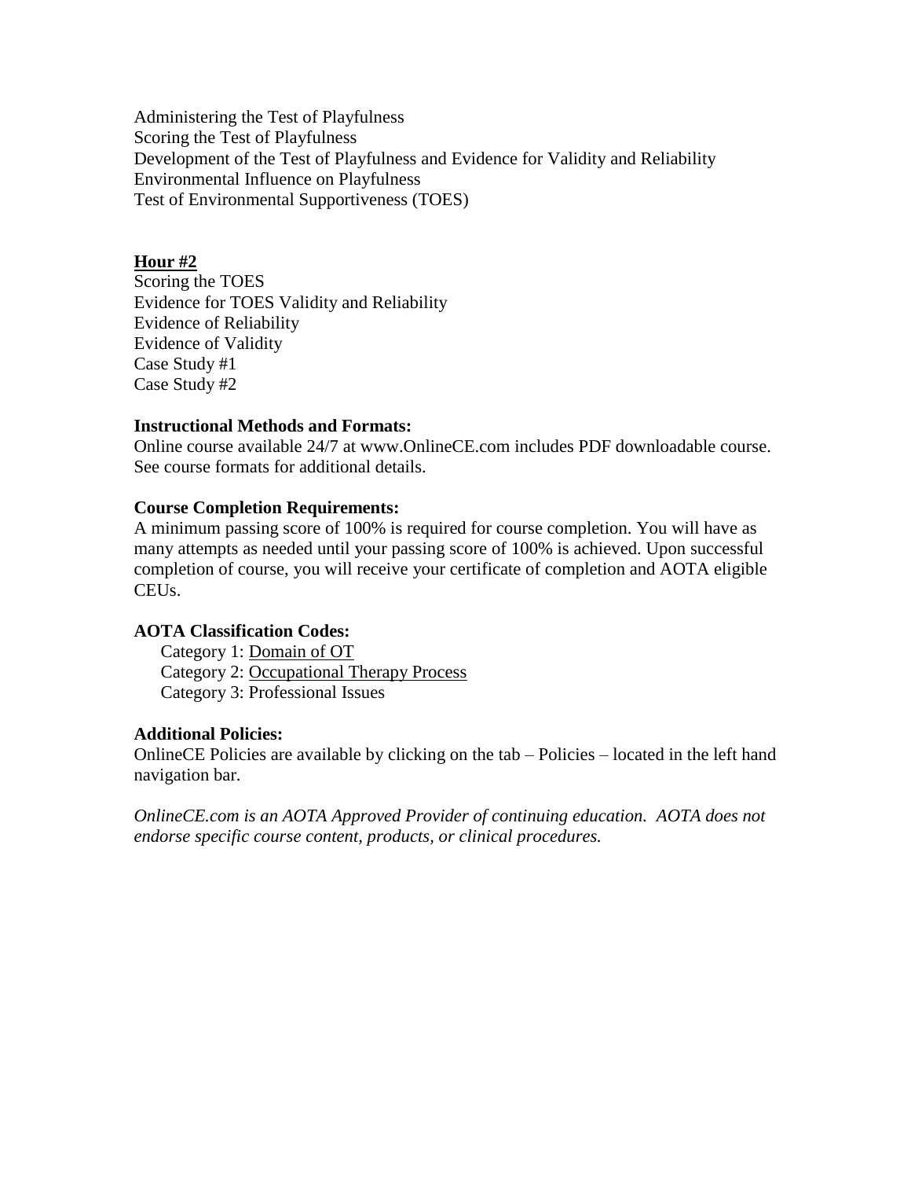Administering the Test of Playfulness
Scoring the Test of Playfulness
Development of the Test of Playfulness and Evidence for Validity and Reliability
Environmental Influence on Playfulness
Test of Environmental Supportiveness (TOES)

**Hour #2**

Scoring the TOES
Evidence for TOES Validity and Reliability
Evidence of Reliability
Evidence of Validity
Case Study #1
Case Study #2

**Instructional Methods and Formats:**

Online course available 24/7 at www.OnlineCE.com includes PDF downloadable course. See course formats for additional details.

**Course Completion Requirements:**

A minimum passing score of 100% is required for course completion. You will have as many attempts as needed until your passing score of 100% is achieved. Upon successful completion of course, you will receive your certificate of completion and AOTA eligible CEUs.

**AOTA Classification Codes:**

Category 1: Domain of OT
Category 2: Occupational Therapy Process
Category 3: Professional Issues

**Additional Policies:**

OnlineCE Policies are available by clicking on the tab – Policies – located in the left hand navigation bar.

*OnlineCE.com is an AOTA Approved Provider of continuing education. AOTA does not endorse specific course content, products, or clinical procedures.*